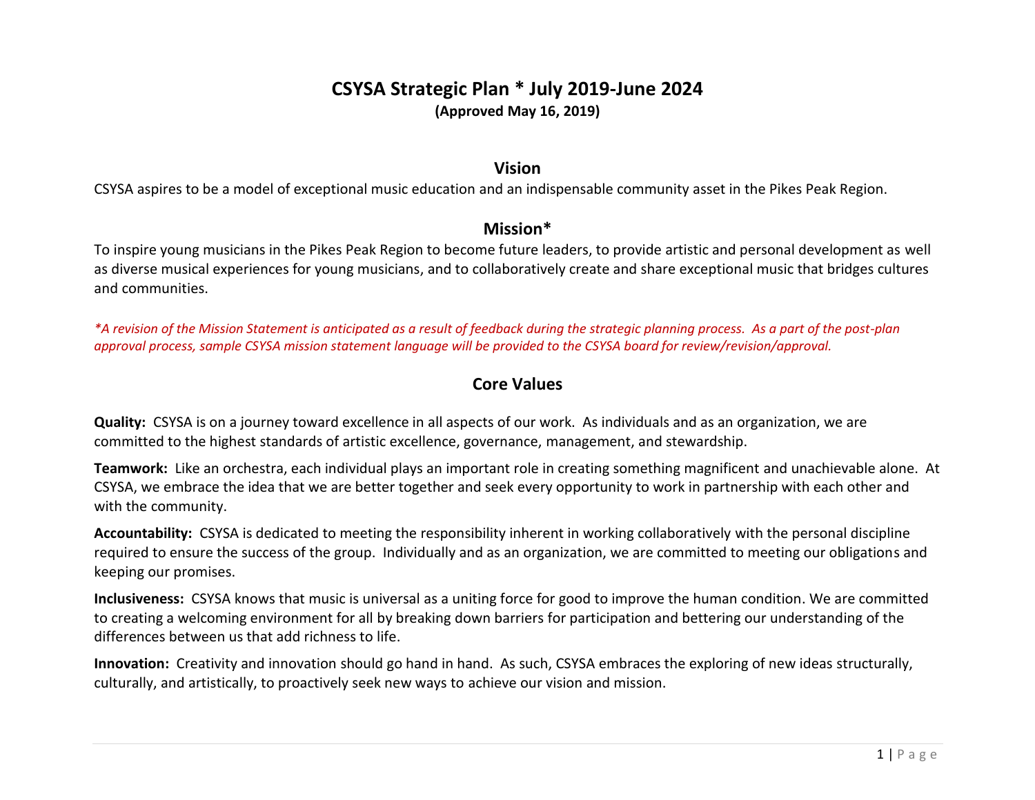# CSYSA Strategic Plan * July 2019-June 2024

**(Approved May 16, 2019)**

## Vision

CSYSA aspires to be a model of exceptional music education and an indispensable community asset in the Pikes Peak Region.

## Mission*

To inspire young musicians in the Pikes Peak Region to become future leaders, to provide artistic and personal development as well as diverse musical experiences for young musicians, and to collaboratively create and share exceptional music that bridges cultures and communities.

*\*A revision of the Mission Statement is anticipated as a result of feedback during the strategic planning process. As a part of the post-plan approval process, sample CSYSA mission statement language will be provided to the CSYSA board for review/revision/approval.*

## Core Values

**Quality:** CSYSA is on a journey toward excellence in all aspects of our work. As individuals and as an organization, we are committed to the highest standards of artistic excellence, governance, management, and stewardship.

**Teamwork:** Like an orchestra, each individual plays an important role in creating something magnificent and unachievable alone. At CSYSA, we embrace the idea that we are better together and seek every opportunity to work in partnership with each other and with the community.

**Accountability:** CSYSA is dedicated to meeting the responsibility inherent in working collaboratively with the personal discipline required to ensure the success of the group. Individually and as an organization, we are committed to meeting our obligations and keeping our promises.

**Inclusiveness:** CSYSA knows that music is universal as a uniting force for good to improve the human condition. We are committed to creating a welcoming environment for all by breaking down barriers for participation and bettering our understanding of the differences between us that add richness to life.

**Innovation:** Creativity and innovation should go hand in hand. As such, CSYSA embraces the exploring of new ideas structurally, culturally, and artistically, to proactively seek new ways to achieve our vision and mission.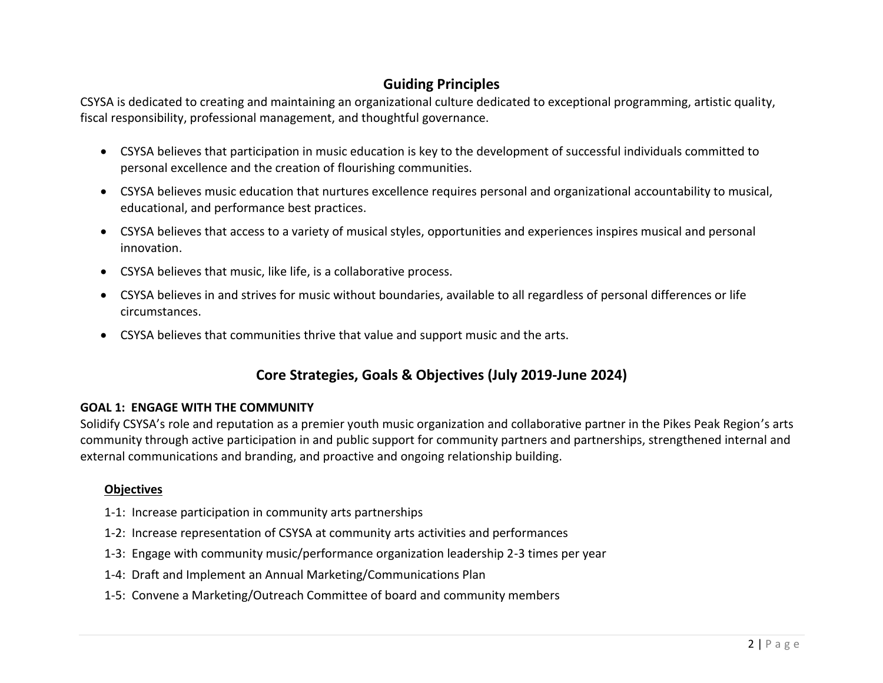## Guiding Principles

CSYSA is dedicated to creating and maintaining an organizational culture dedicated to exceptional programming, artistic quality, fiscal responsibility, professional management, and thoughtful governance.

- CSYSA believes that participation in music education is key to the development of successful individuals committed to personal excellence and the creation of flourishing communities.
- CSYSA believes music education that nurtures excellence requires personal and organizational accountability to musical, educational, and performance best practices.
- CSYSA believes that access to a variety of musical styles, opportunities and experiences inspires musical and personal innovation.
- CSYSA believes that music, like life, is a collaborative process.
- CSYSA believes in and strives for music without boundaries, available to all regardless of personal differences or life circumstances.
- CSYSA believes that communities thrive that value and support music and the arts.

## Core Strategies, Goals & Objectives (July 2019-June 2024)

### GOAL 1: ENGAGE WITH THE COMMUNITY

Solidify CSYSA's role and reputation as a premier youth music organization and collaborative partner in the Pikes Peak Region's arts community through active participation in and public support for community partners and partnerships, strengthened internal and external communications and branding, and proactive and ongoing relationship building.

**Objectives**

1-1: Increase participation in community arts partnerships

1-2: Increase representation of CSYSA at community arts activities and performances

1-3: Engage with community music/performance organization leadership 2-3 times per year

1-4: Draft and Implement an Annual Marketing/Communications Plan

1-5: Convene a Marketing/Outreach Committee of board and community members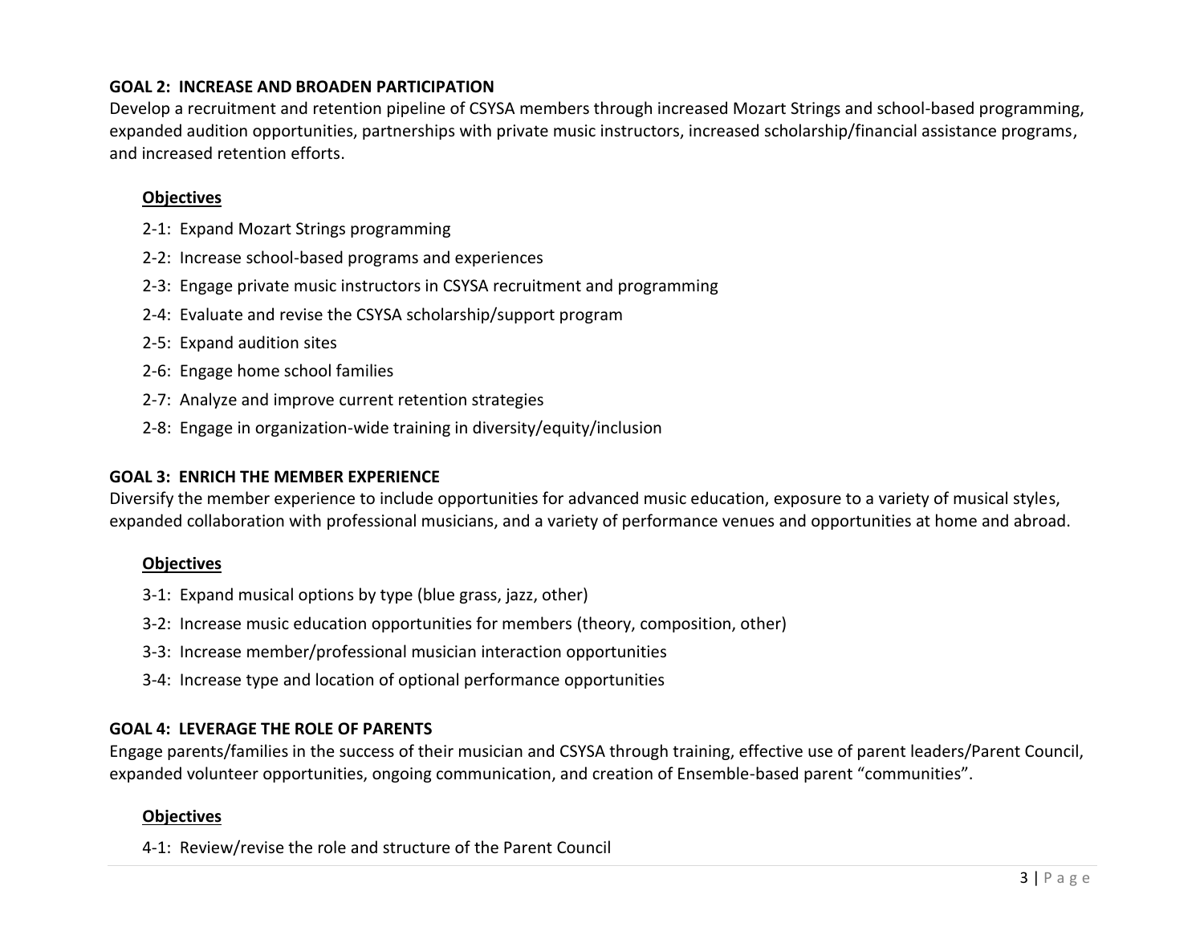### GOAL 2: INCREASE AND BROADEN PARTICIPATION

Develop a recruitment and retention pipeline of CSYSA members through increased Mozart Strings and school-based programming, expanded audition opportunities, partnerships with private music instructors, increased scholarship/financial assistance programs, and increased retention efforts.

**Objectives**

- 2-1: Expand Mozart Strings programming
- 2-2: Increase school-based programs and experiences
- 2-3: Engage private music instructors in CSYSA recruitment and programming
- 2-4: Evaluate and revise the CSYSA scholarship/support program
- 2-5: Expand audition sites
- 2-6: Engage home school families
- 2-7: Analyze and improve current retention strategies
- 2-8: Engage in organization-wide training in diversity/equity/inclusion

### GOAL 3: ENRICH THE MEMBER EXPERIENCE

Diversify the member experience to include opportunities for advanced music education, exposure to a variety of musical styles, expanded collaboration with professional musicians, and a variety of performance venues and opportunities at home and abroad.

**Objectives**

- 3-1: Expand musical options by type (blue grass, jazz, other)
- 3-2: Increase music education opportunities for members (theory, composition, other)
- 3-3: Increase member/professional musician interaction opportunities
- 3-4: Increase type and location of optional performance opportunities

### GOAL 4: LEVERAGE THE ROLE OF PARENTS

Engage parents/families in the success of their musician and CSYSA through training, effective use of parent leaders/Parent Council, expanded volunteer opportunities, ongoing communication, and creation of Ensemble-based parent "communities".

**Objectives**

- 4-1: Review/revise the role and structure of the Parent Council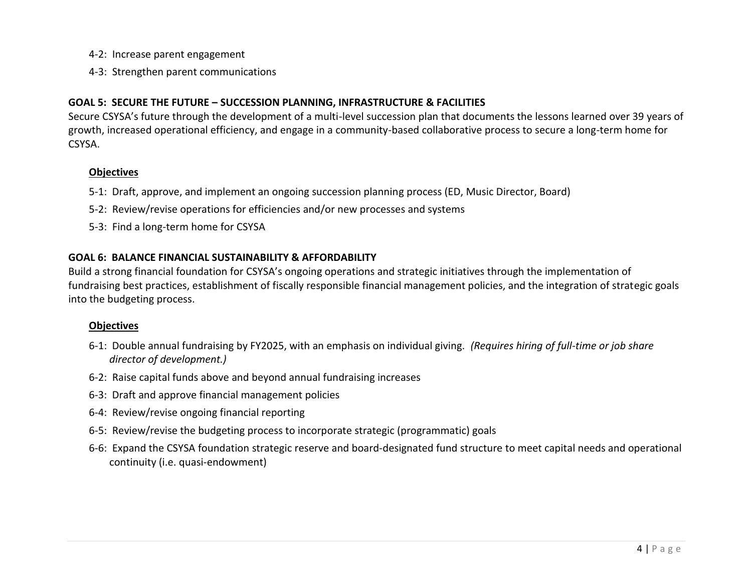4-2: Increase parent engagement

4-3: Strengthen parent communications

**GOAL 5: SECURE THE FUTURE – SUCCESSION PLANNING, INFRASTRUCTURE & FACILITIES**

Secure CSYSA's future through the development of a multi-level succession plan that documents the lessons learned over 39 years of growth, increased operational efficiency, and engage in a community-based collaborative process to secure a long-term home for CSYSA.

**Objectives**

5-1: Draft, approve, and implement an ongoing succession planning process (ED, Music Director, Board)

5-2: Review/revise operations for efficiencies and/or new processes and systems

5-3: Find a long-term home for CSYSA

**GOAL 6: BALANCE FINANCIAL SUSTAINABILITY & AFFORDABILITY**

Build a strong financial foundation for CSYSA's ongoing operations and strategic initiatives through the implementation of fundraising best practices, establishment of fiscally responsible financial management policies, and the integration of strategic goals into the budgeting process.

**Objectives**

6-1: Double annual fundraising by FY2025, with an emphasis on individual giving. *(Requires hiring of full-time or job share director of development.)*

6-2: Raise capital funds above and beyond annual fundraising increases

6-3: Draft and approve financial management policies

6-4: Review/revise ongoing financial reporting

6-5: Review/revise the budgeting process to incorporate strategic (programmatic) goals

6-6: Expand the CSYSA foundation strategic reserve and board-designated fund structure to meet capital needs and operational continuity (i.e. quasi-endowment)